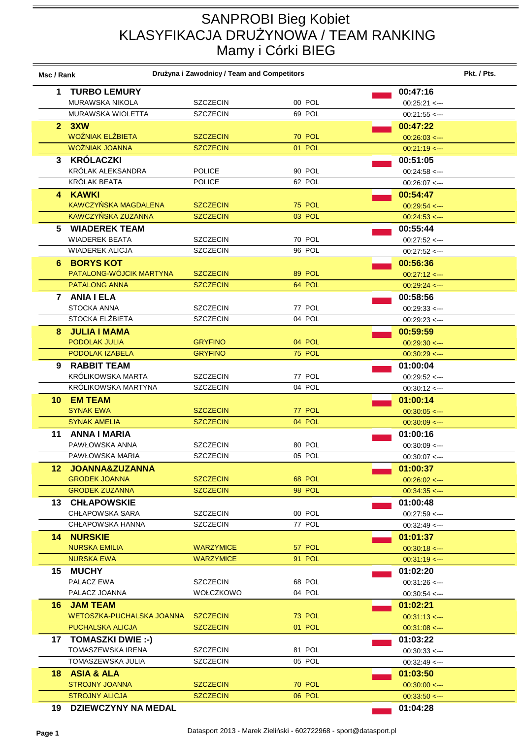# SANPROBI Bieg Kobiet
# KLASYFIKACJA DRUŻYNOWA / TEAM RANKING
# Mamy i Córki BIEG

| Msc / Rank | Drużyna i Zawodnicy / Team and Competitors | | | Pkt. / Pts. |
|---|---|---|---|---|
| **1** | **TURBO LEMURY** | | | **00:47:16** |
| | MURAWSKA NIKOLA | SZCZECIN | 00 POL | 00:25:21 <--- |
| | MURAWSKA WIOLETTA | SZCZECIN | 69 POL | 00:21:55 <--- |
| **2** | **3XW** | | | **00:47:22** |
| | WOŹNIAK ELŻBIETA | SZCZECIN | 70 POL | 00:26:03 <--- |
| | WOŹNIAK JOANNA | SZCZECIN | 01 POL | 00:21:19 <--- |
| **3** | **KRÓLACZKI** | | | **00:51:05** |
| | KRÓLAK ALEKSANDRA | POLICE | 90 POL | 00:24:58 <--- |
| | KRÓLAK BEATA | POLICE | 62 POL | 00:26:07 <--- |
| **4** | **KAWKI** | | | **00:54:47** |
| | KAWCZYŃSKA MAGDALENA | SZCZECIN | 75 POL | 00:29:54 <--- |
| | KAWCZYŃSKA ZUZANNA | SZCZECIN | 03 POL | 00:24:53 <--- |
| **5** | **WIADEREK TEAM** | | | **00:55:44** |
| | WIADEREK BEATA | SZCZECIN | 70 POL | 00:27:52 <--- |
| | WIADEREK ALICJA | SZCZECIN | 96 POL | 00:27:52 <--- |
| **6** | **BORYS KOT** | | | **00:56:36** |
| | PATALONG-WÓJCIK MARTYNA | SZCZECIN | 89 POL | 00:27:12 <--- |
| | PATALONG ANNA | SZCZECIN | 64 POL | 00:29:24 <--- |
| **7** | **ANIA I ELA** | | | **00:58:56** |
| | STOCKA ANNA | SZCZECIN | 77 POL | 00:29:33 <--- |
| | STOCKA ELŻBIETA | SZCZECIN | 04 POL | 00:29:23 <--- |
| **8** | **JULIA I MAMA** | | | **00:59:59** |
| | PODOLAK JULIA | GRYFINO | 04 POL | 00:29:30 <--- |
| | PODOLAK IZABELA | GRYFINO | 75 POL | 00:30:29 <--- |
| **9** | **RABBIT TEAM** | | | **01:00:04** |
| | KRÓLIKOWSKA MARTA | SZCZECIN | 77 POL | 00:29:52 <--- |
| | KRÓLIKOWSKA MARTYNA | SZCZECIN | 04 POL | 00:30:12 <--- |
| **10** | **EM TEAM** | | | **01:00:14** |
| | SYNAK EWA | SZCZECIN | 77 POL | 00:30:05 <--- |
| | SYNAK AMELIA | SZCZECIN | 04 POL | 00:30:09 <--- |
| **11** | **ANNA I MARIA** | | | **01:00:16** |
| | PAWŁOWSKA ANNA | SZCZECIN | 80 POL | 00:30:09 <--- |
| | PAWŁOWSKA MARIA | SZCZECIN | 05 POL | 00:30:07 <--- |
| **12** | **JOANNA&ZUZANNA** | | | **01:00:37** |
| | GRODEK JOANNA | SZCZECIN | 68 POL | 00:26:02 <--- |
| | GRODEK ZUZANNA | SZCZECIN | 98 POL | 00:34:35 <--- |
| **13** | **CHŁAPOWSKIE** | | | **01:00:48** |
| | CHŁAPOWSKA SARA | SZCZECIN | 00 POL | 00:27:59 <--- |
| | CHŁAPOWSKA HANNA | SZCZECIN | 77 POL | 00:32:49 <--- |
| **14** | **NURSKIE** | | | **01:01:37** |
| | NURSKA EMILIA | WARZYMICE | 57 POL | 00:30:18 <--- |
| | NURSKA EWA | WARZYMICE | 91 POL | 00:31:19 <--- |
| **15** | **MUCHY** | | | **01:02:20** |
| | PALACZ EWA | SZCZECIN | 68 POL | 00:31:26 <--- |
| | PALACZ JOANNA | WOŁCZKOWO | 04 POL | 00:30:54 <--- |
| **16** | **JAM TEAM** | | | **01:02:21** |
| | WETOSZKA-PUCHALSKA JOANNA | SZCZECIN | 73 POL | 00:31:13 <--- |
| | PUCHALSKA ALICJA | SZCZECIN | 01 POL | 00:31:08 <--- |
| **17** | **TOMASZKI DWIE :-)** | | | **01:03:22** |
| | TOMASZEWSKA IRENA | SZCZECIN | 81 POL | 00:30:33 <--- |
| | TOMASZEWSKA JULIA | SZCZECIN | 05 POL | 00:32:49 <--- |
| **18** | **ASIA & ALA** | | | **01:03:50** |
| | STROJNY JOANNA | SZCZECIN | 70 POL | 00:30:00 <--- |
| | STROJNY ALICJA | SZCZECIN | 06 POL | 00:33:50 <--- |
| **19** | **DZIEWCZYNY NA MEDAL** | | | **01:04:28** |

Datasport 2013 - Marek Zieliński - 602722968 - sport@datasport.pl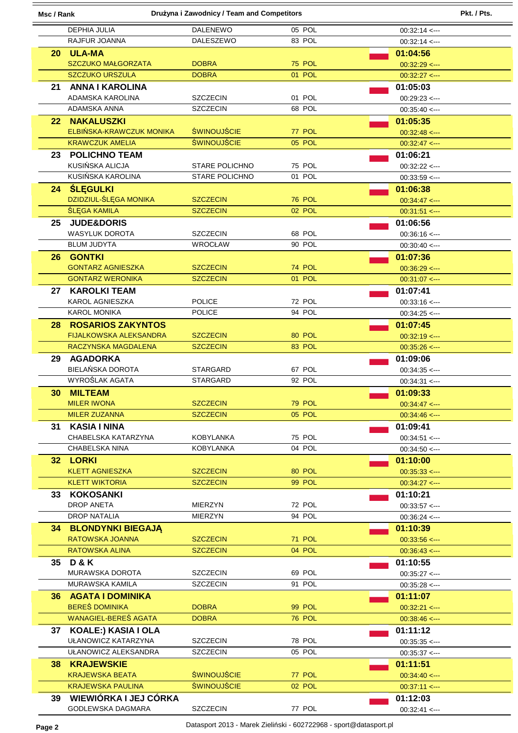| Msc / Rank | Drużyna i Zawodnicy / Team and Competitors | | | | Pkt. / Pts. |
|---|---|---|---|---|---|
| | DEPHIA JULIA | DALENEWO | 05 POL | 00:32:14 <--- | |
| | RAJFUR JOANNA | DALESZEWO | 83 POL | 00:32:14 <--- | |
| **20** | **ULA-MA** | | | **01:04:56** | |
| | SZCZUKO MAŁGORZATA | DOBRA | 75 POL | 00:32:29 <--- | |
| | SZCZUKO URSZULA | DOBRA | 01 POL | 00:32:27 <--- | |
| **21** | **ANNA I KAROLINA** | | | **01:05:03** | |
| | ADAMSKA KAROLINA | SZCZECIN | 01 POL | 00:29:23 <--- | |
| | ADAMSKA ANNA | SZCZECIN | 68 POL | 00:35:40 <--- | |
| **22** | **NAKALUSZKI** | | | **01:05:35** | |
| | ELBIŃSKA-KRAWCZUK MONIKA | ŚWINOUJŚCIE | 77 POL | 00:32:48 <--- | |
| | KRAWCZUK AMELIA | ŚWINOUJŚCIE | 05 POL | 00:32:47 <--- | |
| **23** | **POLICHNO TEAM** | | | **01:06:21** | |
| | KUSIŃSKA ALICJA | STARE POLICHNO | 75 POL | 00:32:22 <--- | |
| | KUSIŃSKA KAROLINA | STARE POLICHNO | 01 POL | 00:33:59 <--- | |
| **24** | **ŚLĘGULKI** | | | **01:06:38** | |
| | DZIDZIUL-ŚLĘGA MONIKA | SZCZECIN | 76 POL | 00:34:47 <--- | |
| | ŚLĘGA KAMILA | SZCZECIN | 02 POL | 00:31:51 <--- | |
| **25** | **JUDE&DORIS** | | | **01:06:56** | |
| | WASYLUK DOROTA | SZCZECIN | 68 POL | 00:36:16 <--- | |
| | BLUM JUDYTA | WROCŁAW | 90 POL | 00:30:40 <--- | |
| **26** | **GONTKI** | | | **01:07:36** | |
| | GONTARZ AGNIESZKA | SZCZECIN | 74 POL | 00:36:29 <--- | |
| | GONTARZ WERONIKA | SZCZECIN | 01 POL | 00:31:07 <--- | |
| **27** | **KAROLKI TEAM** | | | **01:07:41** | |
| | KAROL AGNIESZKA | POLICE | 72 POL | 00:33:16 <--- | |
| | KAROL MONIKA | POLICE | 94 POL | 00:34:25 <--- | |
| **28** | **ROSARIOS ZAKYNTOS** | | | **01:07:45** | |
| | FIJALKOWSKA ALEKSANDRA | SZCZECIN | 80 POL | 00:32:19 <--- | |
| | RACZYNSKA MAGDALENA | SZCZECIN | 83 POL | 00:35:26 <--- | |
| **29** | **AGADORKA** | | | **01:09:06** | |
| | BIELAŃSKA DOROTA | STARGARD | 67 POL | 00:34:35 <--- | |
| | WYROŚLAK AGATA | STARGARD | 92 POL | 00:34:31 <--- | |
| **30** | **MILTEAM** | | | **01:09:33** | |
| | MILER IWONA | SZCZECIN | 79 POL | 00:34:47 <--- | |
| | MILER ZUZANNA | SZCZECIN | 05 POL | 00:34:46 <--- | |
| **31** | **KASIA I NINA** | | | **01:09:41** | |
| | CHABELSKA KATARZYNA | KOBYLANKA | 75 POL | 00:34:51 <--- | |
| | CHABELSKA NINA | KOBYLANKA | 04 POL | 00:34:50 <--- | |
| **32** | **LORKI** | | | **01:10:00** | |
| | KLETT AGNIESZKA | SZCZECIN | 80 POL | 00:35:33 <--- | |
| | KLETT WIKTORIA | SZCZECIN | 99 POL | 00:34:27 <--- | |
| **33** | **KOKOSANKI** | | | **01:10:21** | |
| | DROP ANETA | MIERZYN | 72 POL | 00:33:57 <--- | |
| | DROP NATALIA | MIERZYN | 94 POL | 00:36:24 <--- | |
| **34** | **BLONDYNKI BIEGAJĄ** | | | **01:10:39** | |
| | RATOWSKA JOANNA | SZCZECIN | 71 POL | 00:33:56 <--- | |
| | RATOWSKA ALINA | SZCZECIN | 04 POL | 00:36:43 <--- | |
| **35** | **D & K** | | | **01:10:55** | |
| | MURAWSKA DOROTA | SZCZECIN | 69 POL | 00:35:27 <--- | |
| | MURAWSKA KAMILA | SZCZECIN | 91 POL | 00:35:28 <--- | |
| **36** | **AGATA I DOMINIKA** | | | **01:11:07** | |
| | BEREŚ DOMINIKA | DOBRA | 99 POL | 00:32:21 <--- | |
| | WANAGIEL-BEREŚ AGATA | DOBRA | 76 POL | 00:38:46 <--- | |
| **37** | **KOALE:) KASIA I OLA** | | | **01:11:12** | |
| | UŁANOWICZ KATARZYNA | SZCZECIN | 78 POL | 00:35:35 <--- | |
| | UŁANOWICZ ALEKSANDRA | SZCZECIN | 05 POL | 00:35:37 <--- | |
| **38** | **KRAJEWSKIE** | | | **01:11:51** | |
| | KRAJEWSKA BEATA | ŚWINOUJŚCIE | 77 POL | 00:34:40 <--- | |
| | KRAJEWSKA PAULINA | ŚWINOUJŚCIE | 02 POL | 00:37:11 <--- | |
| **39** | **WIEWIÓRKA I JEJ CÓRKA** | | | **01:12:03** | |
| | GODLEWSKA DAGMARA | SZCZECIN | 77 POL | 00:32:41 <--- | |

Datasport 2013 - Marek Zieliński - 602722968 - sport@datasport.pl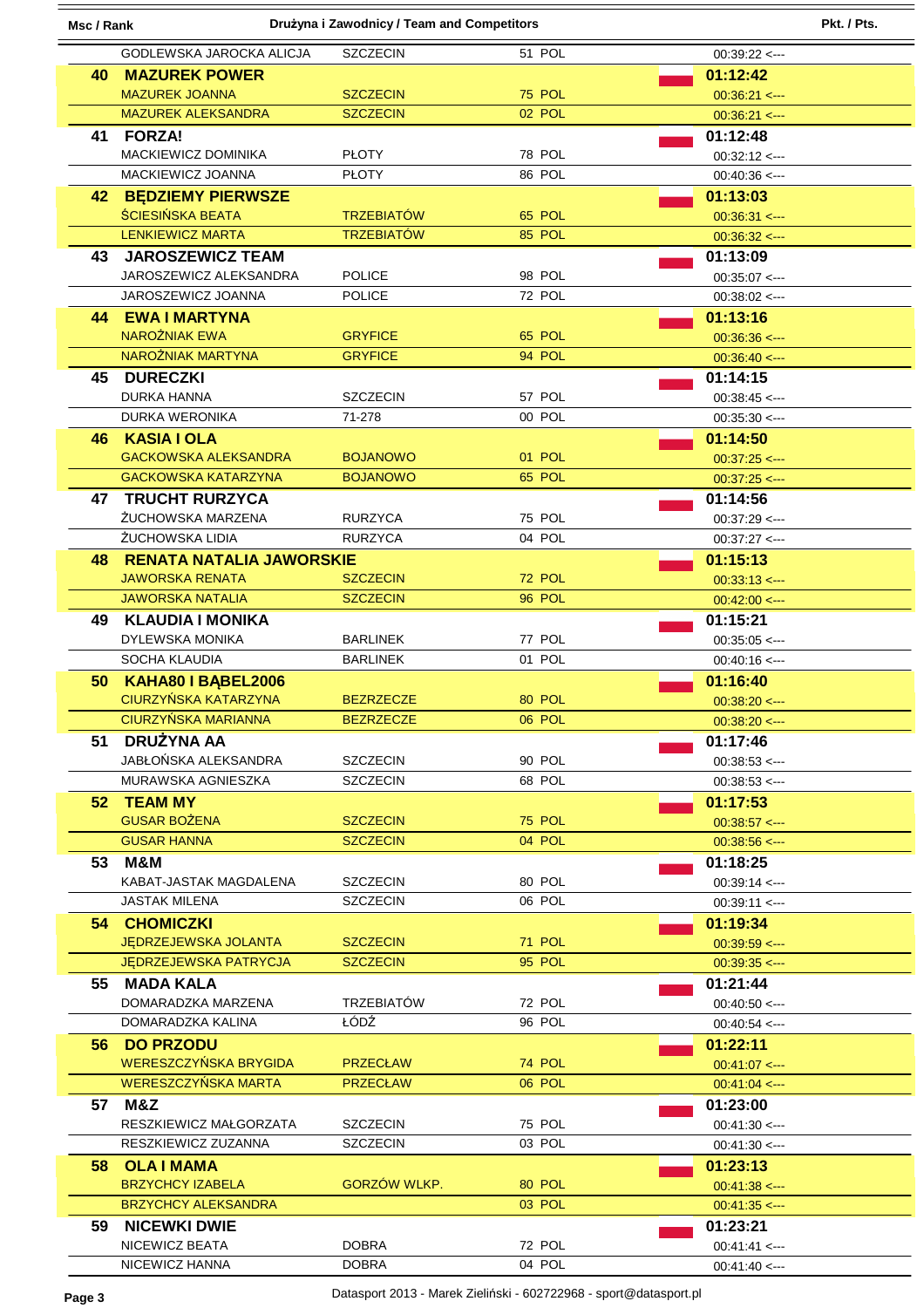| Msc / Rank | Drużyna i Zawodnicy / Team and Competitors | | | | Pkt. / Pts. |
|---|---|---|---|---|---|
| | GODLEWSKA JAROCKA ALICJA | SZCZECIN | 51 POL | 00:39:22 <--- | |
| **40** | **MAZUREK POWER** | | | **01:12:42** | |
| | MAZUREK JOANNA | SZCZECIN | 75 POL | 00:36:21 <--- | |
| | MAZUREK ALEKSANDRA | SZCZECIN | 02 POL | 00:36:21 <--- | |
| **41** | **FORZA!** | | | **01:12:48** | |
| | MACKIEWICZ DOMINIKA | PŁOTY | 78 POL | 00:32:12 <--- | |
| | MACKIEWICZ JOANNA | PŁOTY | 86 POL | 00:40:36 <--- | |
| **42** | **BĘDZIEMY PIERWSZE** | | | **01:13:03** | |
| | ŚCIESIŃSKA BEATA | TRZEBIATÓW | 65 POL | 00:36:31 <--- | |
| | LENKIEWICZ MARTA | TRZEBIATÓW | 85 POL | 00:36:32 <--- | |
| **43** | **JAROSZEWICZ TEAM** | | | **01:13:09** | |
| | JAROSZEWICZ ALEKSANDRA | POLICE | 98 POL | 00:35:07 <--- | |
| | JAROSZEWICZ JOANNA | POLICE | 72 POL | 00:38:02 <--- | |
| **44** | **EWA I MARTYNA** | | | **01:13:16** | |
| | NAROŻNIAK EWA | GRYFICE | 65 POL | 00:36:36 <--- | |
| | NAROŻNIAK MARTYNA | GRYFICE | 94 POL | 00:36:40 <--- | |
| **45** | **DURECZKI** | | | **01:14:15** | |
| | DURKA HANNA | SZCZECIN | 57 POL | 00:38:45 <--- | |
| | DURKA WERONIKA | 71-278 | 00 POL | 00:35:30 <--- | |
| **46** | **KASIA I OLA** | | | **01:14:50** | |
| | GACKOWSKA ALEKSANDRA | BOJANOWO | 01 POL | 00:37:25 <--- | |
| | GACKOWSKA KATARZYNA | BOJANOWO | 65 POL | 00:37:25 <--- | |
| **47** | **TRUCHT RURZYCA** | | | **01:14:56** | |
| | ŻUCHOWSKA MARZENA | RURZYCA | 75 POL | 00:37:29 <--- | |
| | ŻUCHOWSKA LIDIA | RURZYCA | 04 POL | 00:37:27 <--- | |
| **48** | **RENATA NATALIA JAWORSKIE** | | | **01:15:13** | |
| | JAWORSKA RENATA | SZCZECIN | 72 POL | 00:33:13 <--- | |
| | JAWORSKA NATALIA | SZCZECIN | 96 POL | 00:42:00 <--- | |
| **49** | **KLAUDIA I MONIKA** | | | **01:15:21** | |
| | DYLEWSKA MONIKA | BARLINEK | 77 POL | 00:35:05 <--- | |
| | SOCHA KLAUDIA | BARLINEK | 01 POL | 00:40:16 <--- | |
| **50** | **KAHA80 I BĄBEL2006** | | | **01:16:40** | |
| | CIURZYŃSKA KATARZYNA | BEZRZECZE | 80 POL | 00:38:20 <--- | |
| | CIURZYŃSKA MARIANNA | BEZRZECZE | 06 POL | 00:38:20 <--- | |
| **51** | **DRUŻYNA AA** | | | **01:17:46** | |
| | JABŁOŃSKA ALEKSANDRA | SZCZECIN | 90 POL | 00:38:53 <--- | |
| | MURAWSKA AGNIESZKA | SZCZECIN | 68 POL | 00:38:53 <--- | |
| **52** | **TEAM MY** | | | **01:17:53** | |
| | GUSAR BOŻENA | SZCZECIN | 75 POL | 00:38:57 <--- | |
| | GUSAR HANNA | SZCZECIN | 04 POL | 00:38:56 <--- | |
| **53** | **M&M** | | | **01:18:25** | |
| | KABAT-JASTAK MAGDALENA | SZCZECIN | 80 POL | 00:39:14 <--- | |
| | JASTAK MILENA | SZCZECIN | 06 POL | 00:39:11 <--- | |
| **54** | **CHOMICZKI** | | | **01:19:34** | |
| | JĘDRZEJEWSKA JOLANTA | SZCZECIN | 71 POL | 00:39:59 <--- | |
| | JĘDRZEJEWSKA PATRYCJA | SZCZECIN | 95 POL | 00:39:35 <--- | |
| **55** | **MADA KALA** | | | **01:21:44** | |
| | DOMARADZKA MARZENA | TRZEBIATÓW | 72 POL | 00:40:50 <--- | |
| | DOMARADZKA KALINA | ŁÓDŹ | 96 POL | 00:40:54 <--- | |
| **56** | **DO PRZODU** | | | **01:22:11** | |
| | WERESZCZYŃSKA BRYGIDA | PRZECŁAW | 74 POL | 00:41:07 <--- | |
| | WERESZCZYŃSKA MARTA | PRZECŁAW | 06 POL | 00:41:04 <--- | |
| **57** | **M&Z** | | | **01:23:00** | |
| | RESZKIEWICZ MAŁGORZATA | SZCZECIN | 75 POL | 00:41:30 <--- | |
| | RESZKIEWICZ ZUZANNA | SZCZECIN | 03 POL | 00:41:30 <--- | |
| **58** | **OLA I MAMA** | | | **01:23:13** | |
| | BRZYCHCY IZABELA | GORZÓW WLKP. | 80 POL | 00:41:38 <--- | |
| | BRZYCHCY ALEKSANDRA | | 03 POL | 00:41:35 <--- | |
| **59** | **NICEWKI DWIE** | | | **01:23:21** | |
| | NICEWICZ BEATA | DOBRA | 72 POL | 00:41:41 <--- | |
| | NICEWICZ HANNA | DOBRA | 04 POL | 00:41:40 <--- | |

Datasport 2013 - Marek Zieliński - 602722968 - sport@datasport.pl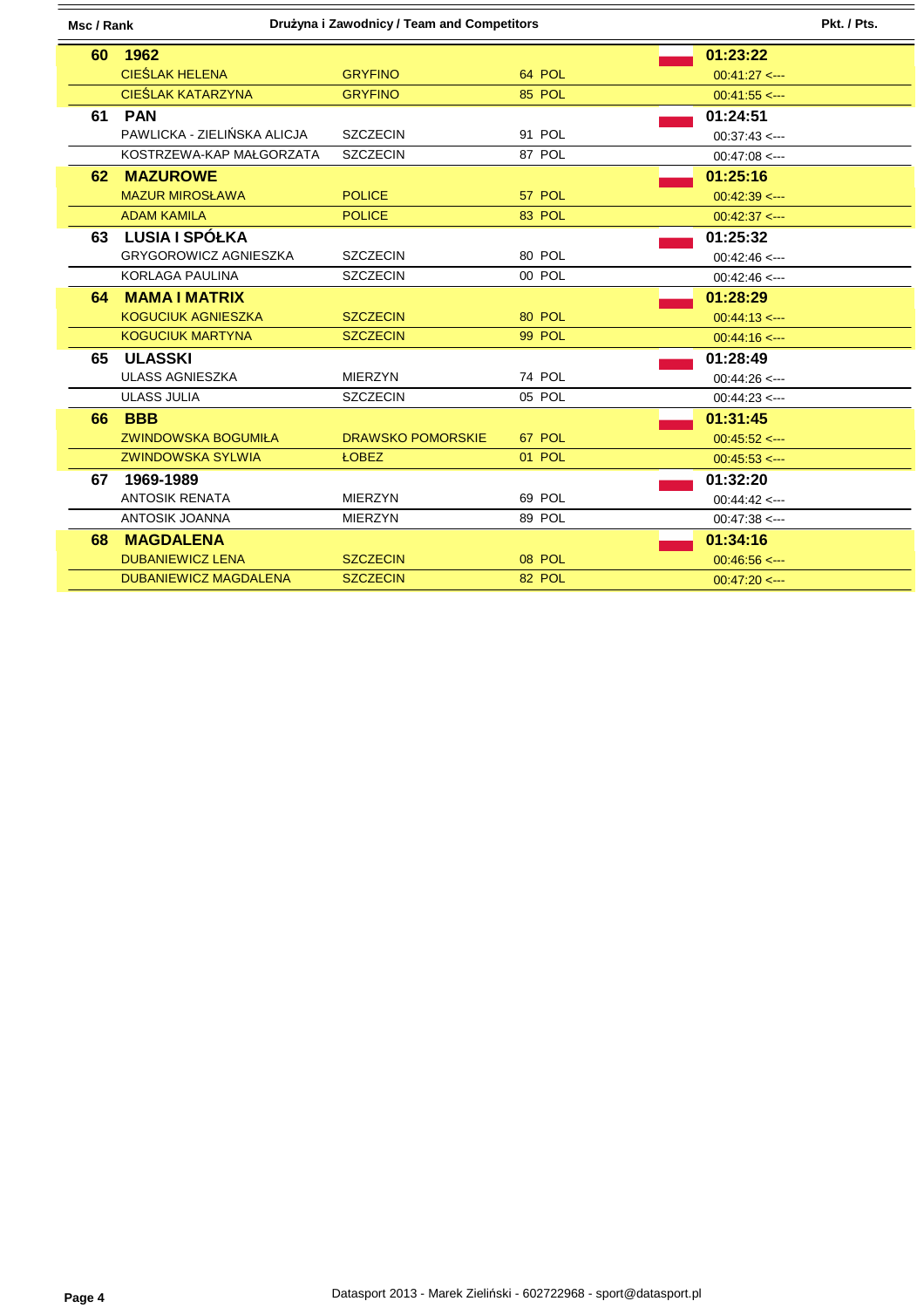| Msc / Rank | Drużyna i Zawodnicy / Team and Competitors | | | Pkt. / Pts. |
|---|---|---|---|---|
| **60** | **1962** | | | **01:23:22** |
| | CIEŚLAK HELENA | GRYFINO | 64 POL | 00:41:27 <--- |
| | CIEŚLAK KATARZYNA | GRYFINO | 85 POL | 00:41:55 <--- |
| **61** | **PAN** | | | **01:24:51** |
| | PAWLICKA - ZIELIŃSKA ALICJA | SZCZECIN | 91 POL | 00:37:43 <--- |
| | KOSTRZEWA-KAP MAŁGORZATA | SZCZECIN | 87 POL | 00:47:08 <--- |
| **62** | **MAZUROWE** | | | **01:25:16** |
| | MAZUR MIROSŁAWA | POLICE | 57 POL | 00:42:39 <--- |
| | ADAM KAMILA | POLICE | 83 POL | 00:42:37 <--- |
| **63** | **LUSIA I SPÓŁKA** | | | **01:25:32** |
| | GRYGOROWICZ AGNIESZKA | SZCZECIN | 80 POL | 00:42:46 <--- |
| | KORLAGA PAULINA | SZCZECIN | 00 POL | 00:42:46 <--- |
| **64** | **MAMA I MATRIX** | | | **01:28:29** |
| | KOGUCIUK AGNIESZKA | SZCZECIN | 80 POL | 00:44:13 <--- |
| | KOGUCIUK MARTYNA | SZCZECIN | 99 POL | 00:44:16 <--- |
| **65** | **ULASSKI** | | | **01:28:49** |
| | ULASS AGNIESZKA | MIERZYN | 74 POL | 00:44:26 <--- |
| | ULASS JULIA | SZCZECIN | 05 POL | 00:44:23 <--- |
| **66** | **BBB** | | | **01:31:45** |
| | ZWINDOWSKA BOGUMIŁA | DRAWSKO POMORSKIE | 67 POL | 00:45:52 <--- |
| | ZWINDOWSKA SYLWIA | ŁOBEZ | 01 POL | 00:45:53 <--- |
| **67** | **1969-1989** | | | **01:32:20** |
| | ANTOSIK RENATA | MIERZYN | 69 POL | 00:44:42 <--- |
| | ANTOSIK JOANNA | MIERZYN | 89 POL | 00:47:38 <--- |
| **68** | **MAGDALENA** | | | **01:34:16** |
| | DUBANIEWICZ LENA | SZCZECIN | 08 POL | 00:46:56 <--- |
| | DUBANIEWICZ MAGDALENA | SZCZECIN | 82 POL | 00:47:20 <--- |

Datasport 2013 - Marek Zieliński - 602722968 - sport@datasport.pl